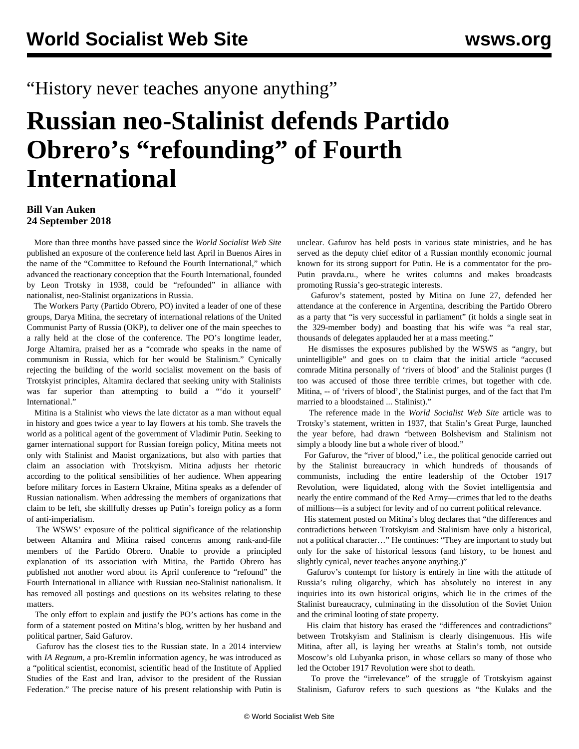“History never teaches anyone anything”

# Russian neo-Stalinist defends Partido Obrero’s “refounding” of Fourth International

**Bill Van Auken**
**24 September 2018**

More than three months have passed since the *World Socialist Web Site* published an exposure of the conference held last April in Buenos Aires in the name of the “Committee to Refound the Fourth International,” which advanced the reactionary conception that the Fourth International, founded by Leon Trotsky in 1938, could be “refounded” in alliance with nationalist, neo-Stalinist organizations in Russia.

The Workers Party (Partido Obrero, PO) invited a leader of one of these groups, Darya Mitina, the secretary of international relations of the United Communist Party of Russia (OKP), to deliver one of the main speeches to a rally held at the close of the conference. The PO’s longtime leader, Jorge Altamira, praised her as a “comrade who speaks in the name of communism in Russia, which for her would be Stalinism.” Cynically rejecting the building of the world socialist movement on the basis of Trotskyist principles, Altamira declared that seeking unity with Stalinists was far superior than attempting to build a “‘do it yourself’ International.”

Mitina is a Stalinist who views the late dictator as a man without equal in history and goes twice a year to lay flowers at his tomb. She travels the world as a political agent of the government of Vladimir Putin. Seeking to garner international support for Russian foreign policy, Mitina meets not only with Stalinist and Maoist organizations, but also with parties that claim an association with Trotskyism. Mitina adjusts her rhetoric according to the political sensibilities of her audience. When appearing before military forces in Eastern Ukraine, Mitina speaks as a defender of Russian nationalism. When addressing the members of organizations that claim to be left, she skillfully dresses up Putin’s foreign policy as a form of anti-imperialism.

The WSWS’ exposure of the political significance of the relationship between Altamira and Mitina raised concerns among rank-and-file members of the Partido Obrero. Unable to provide a principled explanation of its association with Mitina, the Partido Obrero has published not another word about its April conference to “refound” the Fourth International in alliance with Russian neo-Stalinist nationalism. It has removed all postings and questions on its websites relating to these matters.

The only effort to explain and justify the PO’s actions has come in the form of a statement posted on Mitina’s blog, written by her husband and political partner, Said Gafurov.

Gafurov has the closest ties to the Russian state. In a 2014 interview with *IA Regnum*, a pro-Kremlin information agency, he was introduced as a “political scientist, economist, scientific head of the Institute of Applied Studies of the East and Iran, advisor to the president of the Russian Federation.” The precise nature of his present relationship with Putin is unclear. Gafurov has held posts in various state ministries, and he has served as the deputy chief editor of a Russian monthly economic journal known for its strong support for Putin. He is a commentator for the pro-Putin pravda.ru., where he writes columns and makes broadcasts promoting Russia’s geo-strategic interests.

Gafurov’s statement, posted by Mitina on June 27, defended her attendance at the conference in Argentina, describing the Partido Obrero as a party that “is very successful in parliament” (it holds a single seat in the 329-member body) and boasting that his wife was “a real star, thousands of delegates applauded her at a mass meeting.”

He dismisses the exposures published by the WSWS as “angry, but unintelligible” and goes on to claim that the initial article “accused comrade Mitina personally of ‘rivers of blood’ and the Stalinist purges (I too was accused of those three terrible crimes, but together with cde. Mitina, -- of ‘rivers of blood’, the Stalinist purges, and of the fact that I'm married to a bloodstained ... Stalinist).”

The reference made in the *World Socialist Web Site* article was to Trotsky’s statement, written in 1937, that Stalin’s Great Purge, launched the year before, had drawn “between Bolshevism and Stalinism not simply a bloody line but a whole river of blood.”

For Gafurov, the “river of blood,” i.e., the political genocide carried out by the Stalinist bureaucracy in which hundreds of thousands of communists, including the entire leadership of the October 1917 Revolution, were liquidated, along with the Soviet intelligentsia and nearly the entire command of the Red Army—crimes that led to the deaths of millions—is a subject for levity and of no current political relevance.

His statement posted on Mitina’s blog declares that “the differences and contradictions between Trotskyism and Stalinism have only a historical, not a political character…” He continues: “They are important to study but only for the sake of historical lessons (and history, to be honest and slightly cynical, never teaches anyone anything.)”

Gafurov’s contempt for history is entirely in line with the attitude of Russia’s ruling oligarchy, which has absolutely no interest in any inquiries into its own historical origins, which lie in the crimes of the Stalinist bureaucracy, culminating in the dissolution of the Soviet Union and the criminal looting of state property.

His claim that history has erased the “differences and contradictions” between Trotskyism and Stalinism is clearly disingenuous. His wife Mitina, after all, is laying her wreaths at Stalin’s tomb, not outside Moscow’s old Lubyanka prison, in whose cellars so many of those who led the October 1917 Revolution were shot to death.

To prove the “irrelevance” of the struggle of Trotskyism against Stalinism, Gafurov refers to such questions as “the Kulaks and the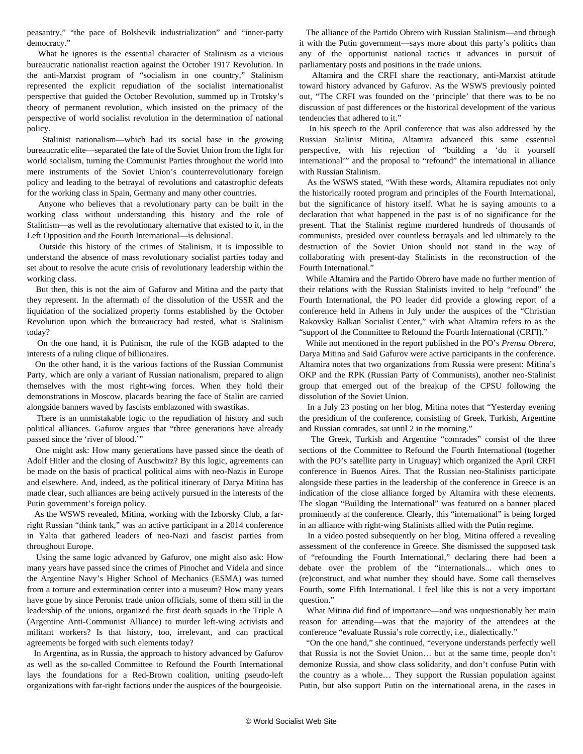peasantry," "the pace of Bolshevik industrialization" and "inner-party democracy."

What he ignores is the essential character of Stalinism as a vicious bureaucratic nationalist reaction against the October 1917 Revolution. In the anti-Marxist program of "socialism in one country," Stalinism represented the explicit repudiation of the socialist internationalist perspective that guided the October Revolution, summed up in Trotsky's theory of permanent revolution, which insisted on the primacy of the perspective of world socialist revolution in the determination of national policy.

Stalinist nationalism—which had its social base in the growing bureaucratic elite—separated the fate of the Soviet Union from the fight for world socialism, turning the Communist Parties throughout the world into mere instruments of the Soviet Union's counterrevolutionary foreign policy and leading to the betrayal of revolutions and catastrophic defeats for the working class in Spain, Germany and many other countries.

Anyone who believes that a revolutionary party can be built in the working class without understanding this history and the role of Stalinism—as well as the revolutionary alternative that existed to it, in the Left Opposition and the Fourth International—is delusional.

Outside this history of the crimes of Stalinism, it is impossible to understand the absence of mass revolutionary socialist parties today and set about to resolve the acute crisis of revolutionary leadership within the working class.

But then, this is not the aim of Gafurov and Mitina and the party that they represent. In the aftermath of the dissolution of the USSR and the liquidation of the socialized property forms established by the October Revolution upon which the bureaucracy had rested, what is Stalinism today?

On the one hand, it is Putinism, the rule of the KGB adapted to the interests of a ruling clique of billionaires.

On the other hand, it is the various factions of the Russian Communist Party, which are only a variant of Russian nationalism, prepared to align themselves with the most right-wing forces. When they hold their demonstrations in Moscow, placards bearing the face of Stalin are carried alongside banners waved by fascists emblazoned with swastikas.

There is an unmistakable logic to the repudiation of history and such political alliances. Gafurov argues that "three generations have already passed since the 'river of blood.'"

One might ask: How many generations have passed since the death of Adolf Hitler and the closing of Auschwitz? By this logic, agreements can be made on the basis of practical political aims with neo-Nazis in Europe and elsewhere. And, indeed, as the political itinerary of Darya Mitina has made clear, such alliances are being actively pursued in the interests of the Putin government's foreign policy.

As the WSWS revealed, Mitina, working with the Izborsky Club, a far-right Russian "think tank," was an active participant in a 2014 conference in Yalta that gathered leaders of neo-Nazi and fascist parties from throughout Europe.

Using the same logic advanced by Gafurov, one might also ask: How many years have passed since the crimes of Pinochet and Videla and since the Argentine Navy's Higher School of Mechanics (ESMA) was turned from a torture and extermination center into a museum? How many years have gone by since Peronist trade union officials, some of them still in the leadership of the unions, organized the first death squads in the Triple A (Argentine Anti-Communist Alliance) to murder left-wing activists and militant workers? Is that history, too, irrelevant, and can practical agreements be forged with such elements today?

In Argentina, as in Russia, the approach to history advanced by Gafurov as well as the so-called Committee to Refound the Fourth International lays the foundations for a Red-Brown coalition, uniting pseudo-left organizations with far-right factions under the auspices of the bourgeoisie.

The alliance of the Partido Obrero with Russian Stalinism—and through it with the Putin government—says more about this party's politics than any of the opportunist national tactics it advances in pursuit of parliamentary posts and positions in the trade unions.

Altamira and the CRFI share the reactionary, anti-Marxist attitude toward history advanced by Gafurov. As the WSWS previously pointed out, "The CRFI was founded on the 'principle' that there was to be no discussion of past differences or the historical development of the various tendencies that adhered to it."

In his speech to the April conference that was also addressed by the Russian Stalinist Mitina, Altamira advanced this same essential perspective, with his rejection of "building a 'do it yourself international'" and the proposal to "refound" the international in alliance with Russian Stalinism.

As the WSWS stated, "With these words, Altamira repudiates not only the historically rooted program and principles of the Fourth International, but the significance of history itself. What he is saying amounts to a declaration that what happened in the past is of no significance for the present. That the Stalinist regime murdered hundreds of thousands of communists, presided over countless betrayals and led ultimately to the destruction of the Soviet Union should not stand in the way of collaborating with present-day Stalinists in the reconstruction of the Fourth International."

While Altamira and the Partido Obrero have made no further mention of their relations with the Russian Stalinists invited to help "refound" the Fourth International, the PO leader did provide a glowing report of a conference held in Athens in July under the auspices of the "Christian Rakovsky Balkan Socialist Center," with what Altamira refers to as the "support of the Committee to Refound the Fourth International (CRFI)."

While not mentioned in the report published in the PO's *Prensa Obrera*, Darya Mitina and Said Gafurov were active participants in the conference. Altamira notes that two organizations from Russia were present: Mitina's OKP and the RPK (Russian Party of Communists), another neo-Stalinist group that emerged out of the breakup of the CPSU following the dissolution of the Soviet Union.

In a July 23 posting on her blog, Mitina notes that "Yesterday evening the presidium of the conference, consisting of Greek, Turkish, Argentine and Russian comrades, sat until 2 in the morning."

The Greek, Turkish and Argentine "comrades" consist of the three sections of the Committee to Refound the Fourth International (together with the PO's satellite party in Uruguay) which organized the April CRFI conference in Buenos Aires. That the Russian neo-Stalinists participate alongside these parties in the leadership of the conference in Greece is an indication of the close alliance forged by Altamira with these elements. The slogan "Building the International" was featured on a banner placed prominently at the conference. Clearly, this "international" is being forged in an alliance with right-wing Stalinists allied with the Putin regime.

In a video posted subsequently on her blog, Mitina offered a revealing assessment of the conference in Greece. She dismissed the supposed task of "refounding the Fourth International," declaring there had been a debate over the problem of the "internationals... which ones to (re)construct, and what number they should have. Some call themselves Fourth, some Fifth International. I feel like this is not a very important question."

What Mitina did find of importance—and was unquestionably her main reason for attending—was that the majority of the attendees at the conference "evaluate Russia's role correctly, i.e., dialectically."

"On the one hand," she continued, "everyone understands perfectly well that Russia is not the Soviet Union… but at the same time, people don't demonize Russia, and show class solidarity, and don't confuse Putin with the country as a whole… They support the Russian population against Putin, but also support Putin on the international arena, in the cases in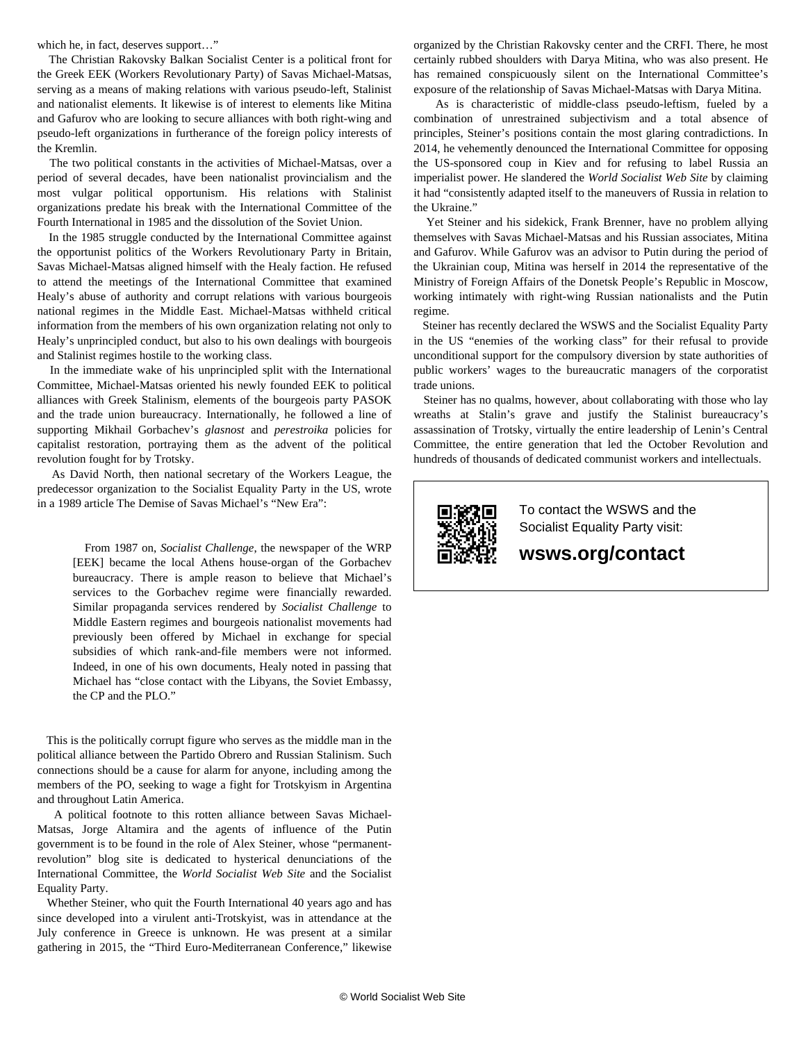which he, in fact, deserves support…"

The Christian Rakovsky Balkan Socialist Center is a political front for the Greek EEK (Workers Revolutionary Party) of Savas Michael-Matsas, serving as a means of making relations with various pseudo-left, Stalinist and nationalist elements. It likewise is of interest to elements like Mitina and Gafurov who are looking to secure alliances with both right-wing and pseudo-left organizations in furtherance of the foreign policy interests of the Kremlin.

The two political constants in the activities of Michael-Matsas, over a period of several decades, have been nationalist provincialism and the most vulgar political opportunism. His relations with Stalinist organizations predate his break with the International Committee of the Fourth International in 1985 and the dissolution of the Soviet Union.

In the 1985 struggle conducted by the International Committee against the opportunist politics of the Workers Revolutionary Party in Britain, Savas Michael-Matsas aligned himself with the Healy faction. He refused to attend the meetings of the International Committee that examined Healy's abuse of authority and corrupt relations with various bourgeois national regimes in the Middle East. Michael-Matsas withheld critical information from the members of his own organization relating not only to Healy's unprincipled conduct, but also to his own dealings with bourgeois and Stalinist regimes hostile to the working class.

In the immediate wake of his unprincipled split with the International Committee, Michael-Matsas oriented his newly founded EEK to political alliances with Greek Stalinism, elements of the bourgeois party PASOK and the trade union bureaucracy. Internationally, he followed a line of supporting Mikhail Gorbachev's *glasnost* and *perestroika* policies for capitalist restoration, portraying them as the advent of the political revolution fought for by Trotsky.

As David North, then national secretary of the Workers League, the predecessor organization to the Socialist Equality Party in the US, wrote in a 1989 article The Demise of Savas Michael's "New Era":

> From 1987 on, *Socialist Challenge*, the newspaper of the WRP [EEK] became the local Athens house-organ of the Gorbachev bureaucracy. There is ample reason to believe that Michael's services to the Gorbachev regime were financially rewarded. Similar propaganda services rendered by *Socialist Challenge* to Middle Eastern regimes and bourgeois nationalist movements had previously been offered by Michael in exchange for special subsidies of which rank-and-file members were not informed. Indeed, in one of his own documents, Healy noted in passing that Michael has "close contact with the Libyans, the Soviet Embassy, the CP and the PLO."

This is the politically corrupt figure who serves as the middle man in the political alliance between the Partido Obrero and Russian Stalinism. Such connections should be a cause for alarm for anyone, including among the members of the PO, seeking to wage a fight for Trotskyism in Argentina and throughout Latin America.

A political footnote to this rotten alliance between Savas Michael-Matsas, Jorge Altamira and the agents of influence of the Putin government is to be found in the role of Alex Steiner, whose "permanent-revolution" blog site is dedicated to hysterical denunciations of the International Committee, the *World Socialist Web Site* and the Socialist Equality Party.

Whether Steiner, who quit the Fourth International 40 years ago and has since developed into a virulent anti-Trotskyist, was in attendance at the July conference in Greece is unknown. He was present at a similar gathering in 2015, the "Third Euro-Mediterranean Conference," likewise organized by the Christian Rakovsky center and the CRFI. There, he most certainly rubbed shoulders with Darya Mitina, who was also present. He has remained conspicuously silent on the International Committee's exposure of the relationship of Savas Michael-Matsas with Darya Mitina.

As is characteristic of middle-class pseudo-leftism, fueled by a combination of unrestrained subjectivism and a total absence of principles, Steiner's positions contain the most glaring contradictions. In 2014, he vehemently denounced the International Committee for opposing the US-sponsored coup in Kiev and for refusing to label Russia an imperialist power. He slandered the *World Socialist Web Site* by claiming it had "consistently adapted itself to the maneuvers of Russia in relation to the Ukraine."

Yet Steiner and his sidekick, Frank Brenner, have no problem allying themselves with Savas Michael-Matsas and his Russian associates, Mitina and Gafurov. While Gafurov was an advisor to Putin during the period of the Ukrainian coup, Mitina was herself in 2014 the representative of the Ministry of Foreign Affairs of the Donetsk People's Republic in Moscow, working intimately with right-wing Russian nationalists and the Putin regime.

Steiner has recently declared the WSWS and the Socialist Equality Party in the US "enemies of the working class" for their refusal to provide unconditional support for the compulsory diversion by state authorities of public workers' wages to the bureaucratic managers of the corporatist trade unions.

Steiner has no qualms, however, about collaborating with those who lay wreaths at Stalin's grave and justify the Stalinist bureaucracy's assassination of Trotsky, virtually the entire leadership of Lenin's Central Committee, the entire generation that led the October Revolution and hundreds of thousands of dedicated communist workers and intellectuals.

To contact the WSWS and the Socialist Equality Party visit:

**wsws.org/contact**